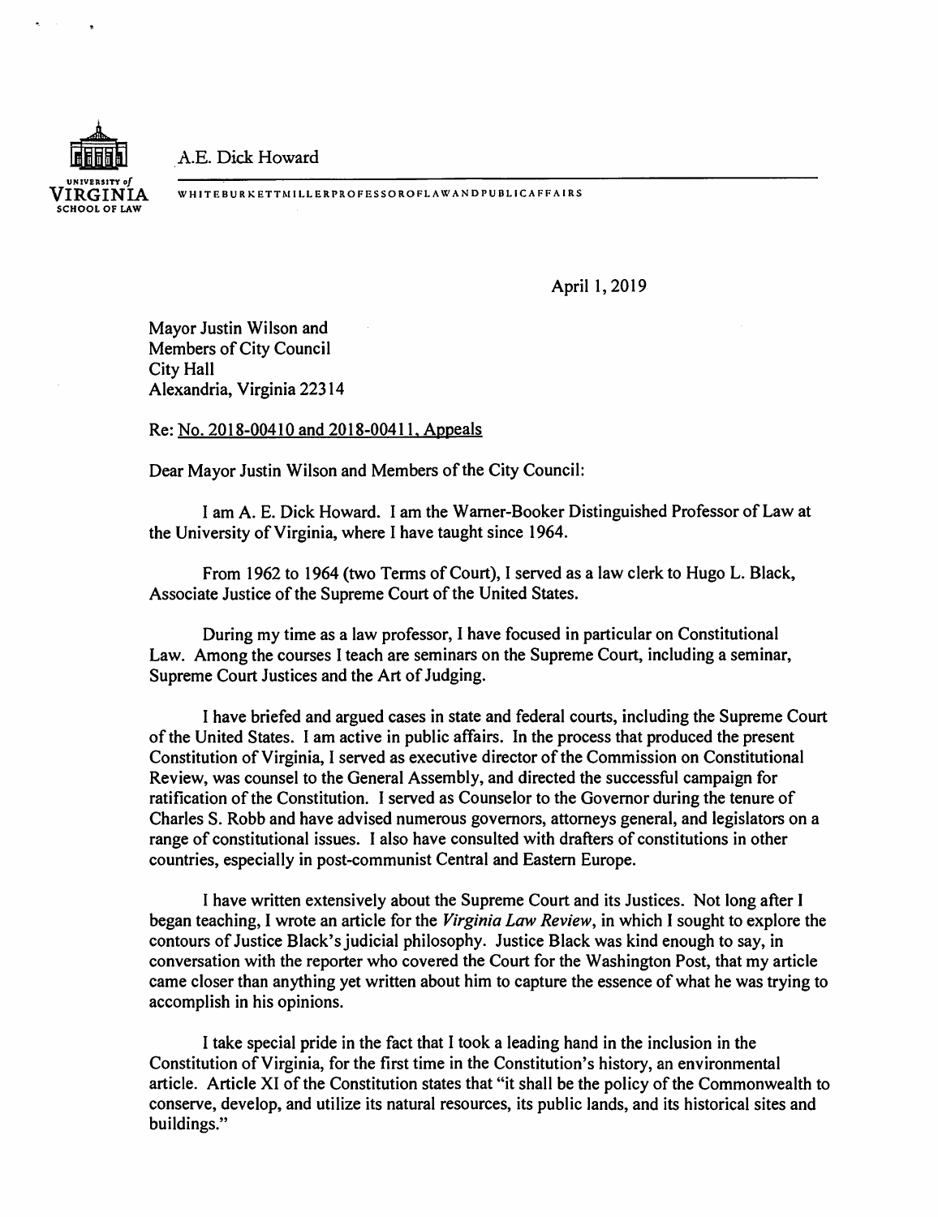A.E. Dick Howard

UNIVERSITY of VIRGINIA SCHOOL OF LAW

WHITEBURKETTMILLERPROFESSOROFLAWANDPUBLICAFFAIRS

April 1, 2019

Mayor Justin Wilson and
Members of City Council
City Hall
Alexandria, Virginia 22314

Re: No. 2018-00410 and 2018-00411, Appeals

Dear Mayor Justin Wilson and Members of the City Council:

I am A. E. Dick Howard. I am the Warner-Booker Distinguished Professor of Law at the University of Virginia, where I have taught since 1964.

From 1962 to 1964 (two Terms of Court), I served as a law clerk to Hugo L. Black, Associate Justice of the Supreme Court of the United States.

During my time as a law professor, I have focused in particular on Constitutional Law. Among the courses I teach are seminars on the Supreme Court, including a seminar, Supreme Court Justices and the Art of Judging.

I have briefed and argued cases in state and federal courts, including the Supreme Court of the United States. I am active in public affairs. In the process that produced the present Constitution of Virginia, I served as executive director of the Commission on Constitutional Review, was counsel to the General Assembly, and directed the successful campaign for ratification of the Constitution. I served as Counselor to the Governor during the tenure of Charles S. Robb and have advised numerous governors, attorneys general, and legislators on a range of constitutional issues. I also have consulted with drafters of constitutions in other countries, especially in post-communist Central and Eastern Europe.

I have written extensively about the Supreme Court and its Justices. Not long after I began teaching, I wrote an article for the *Virginia Law Review*, in which I sought to explore the contours of Justice Black's judicial philosophy. Justice Black was kind enough to say, in conversation with the reporter who covered the Court for the Washington Post, that my article came closer than anything yet written about him to capture the essence of what he was trying to accomplish in his opinions.

I take special pride in the fact that I took a leading hand in the inclusion in the Constitution of Virginia, for the first time in the Constitution's history, an environmental article. Article XI of the Constitution states that "it shall be the policy of the Commonwealth to conserve, develop, and utilize its natural resources, its public lands, and its historical sites and buildings."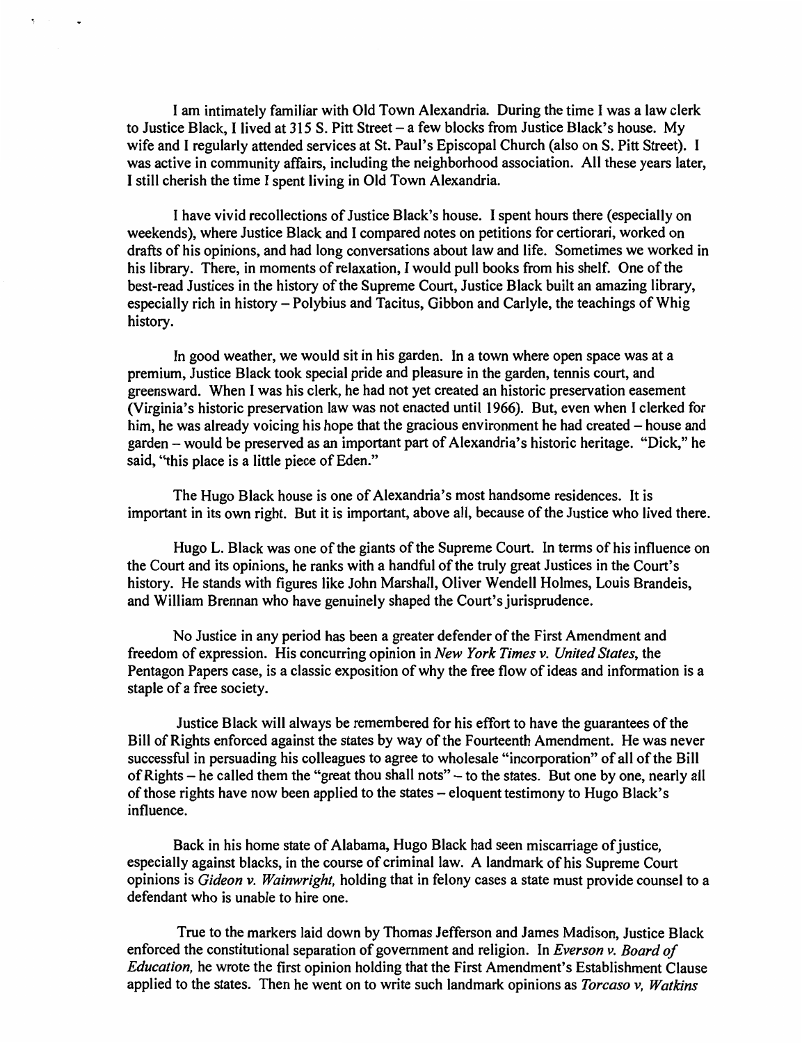I am intimately familiar with Old Town Alexandria. During the time I was a law clerk to Justice Black, I lived at 315 S. Pitt Street – a few blocks from Justice Black's house. My wife and I regularly attended services at St. Paul's Episcopal Church (also on S. Pitt Street). I was active in community affairs, including the neighborhood association. All these years later, I still cherish the time I spent living in Old Town Alexandria.

I have vivid recollections of Justice Black's house. I spent hours there (especially on weekends), where Justice Black and I compared notes on petitions for certiorari, worked on drafts of his opinions, and had long conversations about law and life. Sometimes we worked in his library. There, in moments of relaxation, I would pull books from his shelf. One of the best-read Justices in the history of the Supreme Court, Justice Black built an amazing library, especially rich in history – Polybius and Tacitus, Gibbon and Carlyle, the teachings of Whig history.

In good weather, we would sit in his garden. In a town where open space was at a premium, Justice Black took special pride and pleasure in the garden, tennis court, and greensward. When I was his clerk, he had not yet created an historic preservation easement (Virginia's historic preservation law was not enacted until 1966). But, even when I clerked for him, he was already voicing his hope that the gracious environment he had created – house and garden – would be preserved as an important part of Alexandria's historic heritage. "Dick," he said, "this place is a little piece of Eden."

The Hugo Black house is one of Alexandria's most handsome residences. It is important in its own right. But it is important, above all, because of the Justice who lived there.

Hugo L. Black was one of the giants of the Supreme Court. In terms of his influence on the Court and its opinions, he ranks with a handful of the truly great Justices in the Court's history. He stands with figures like John Marshall, Oliver Wendell Holmes, Louis Brandeis, and William Brennan who have genuinely shaped the Court's jurisprudence.

No Justice in any period has been a greater defender of the First Amendment and freedom of expression. His concurring opinion in *New York Times v. United States*, the Pentagon Papers case, is a classic exposition of why the free flow of ideas and information is a staple of a free society.

Justice Black will always be remembered for his effort to have the guarantees of the Bill of Rights enforced against the states by way of the Fourteenth Amendment. He was never successful in persuading his colleagues to agree to wholesale "incorporation" of all of the Bill of Rights – he called them the "great thou shall nots" – to the states. But one by one, nearly all of those rights have now been applied to the states – eloquent testimony to Hugo Black's influence.

Back in his home state of Alabama, Hugo Black had seen miscarriage of justice, especially against blacks, in the course of criminal law. A landmark of his Supreme Court opinions is *Gideon v. Wainwright,* holding that in felony cases a state must provide counsel to a defendant who is unable to hire one.

True to the markers laid down by Thomas Jefferson and James Madison, Justice Black enforced the constitutional separation of government and religion. In *Everson v. Board of Education,* he wrote the first opinion holding that the First Amendment's Establishment Clause applied to the states. Then he went on to write such landmark opinions as *Torcaso v, Watkins*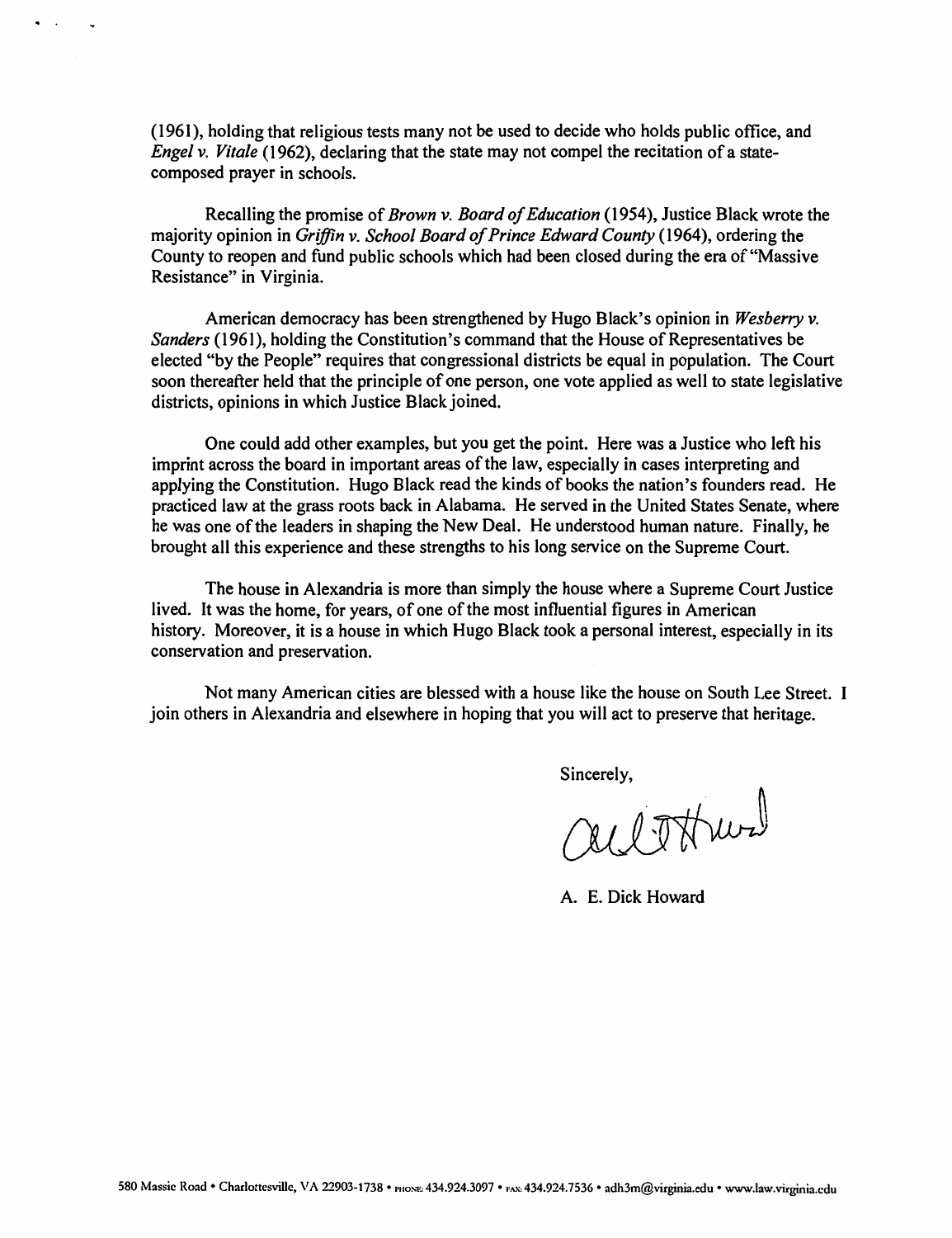(1961), holding that religious tests many not be used to decide who holds public office, and *Engel v. Vitale* (1962), declaring that the state may not compel the recitation of a state-composed prayer in schools.

Recalling the promise of *Brown v. Board of Education* (1954), Justice Black wrote the majority opinion in *Griffin v. School Board of Prince Edward County* (1964), ordering the County to reopen and fund public schools which had been closed during the era of "Massive Resistance" in Virginia.

American democracy has been strengthened by Hugo Black's opinion in *Wesberry v. Sanders* (1961), holding the Constitution's command that the House of Representatives be elected "by the People" requires that congressional districts be equal in population. The Court soon thereafter held that the principle of one person, one vote applied as well to state legislative districts, opinions in which Justice Black joined.

One could add other examples, but you get the point. Here was a Justice who left his imprint across the board in important areas of the law, especially in cases interpreting and applying the Constitution. Hugo Black read the kinds of books the nation's founders read. He practiced law at the grass roots back in Alabama. He served in the United States Senate, where he was one of the leaders in shaping the New Deal. He understood human nature. Finally, he brought all this experience and these strengths to his long service on the Supreme Court.

The house in Alexandria is more than simply the house where a Supreme Court Justice lived. It was the home, for years, of one of the most influential figures in American history. Moreover, it is a house in which Hugo Black took a personal interest, especially in its conservation and preservation.

Not many American cities are blessed with a house like the house on South Lee Street. I join others in Alexandria and elsewhere in hoping that you will act to preserve that heritage.

Sincerely,

A. E. Dick Howard

580 Massie Road • Charlottesville, VA 22903-1738 • PHONE: 434.924.3097 • FAX: 434.924.7536 • adh3m@virginia.edu • www.law.virginia.edu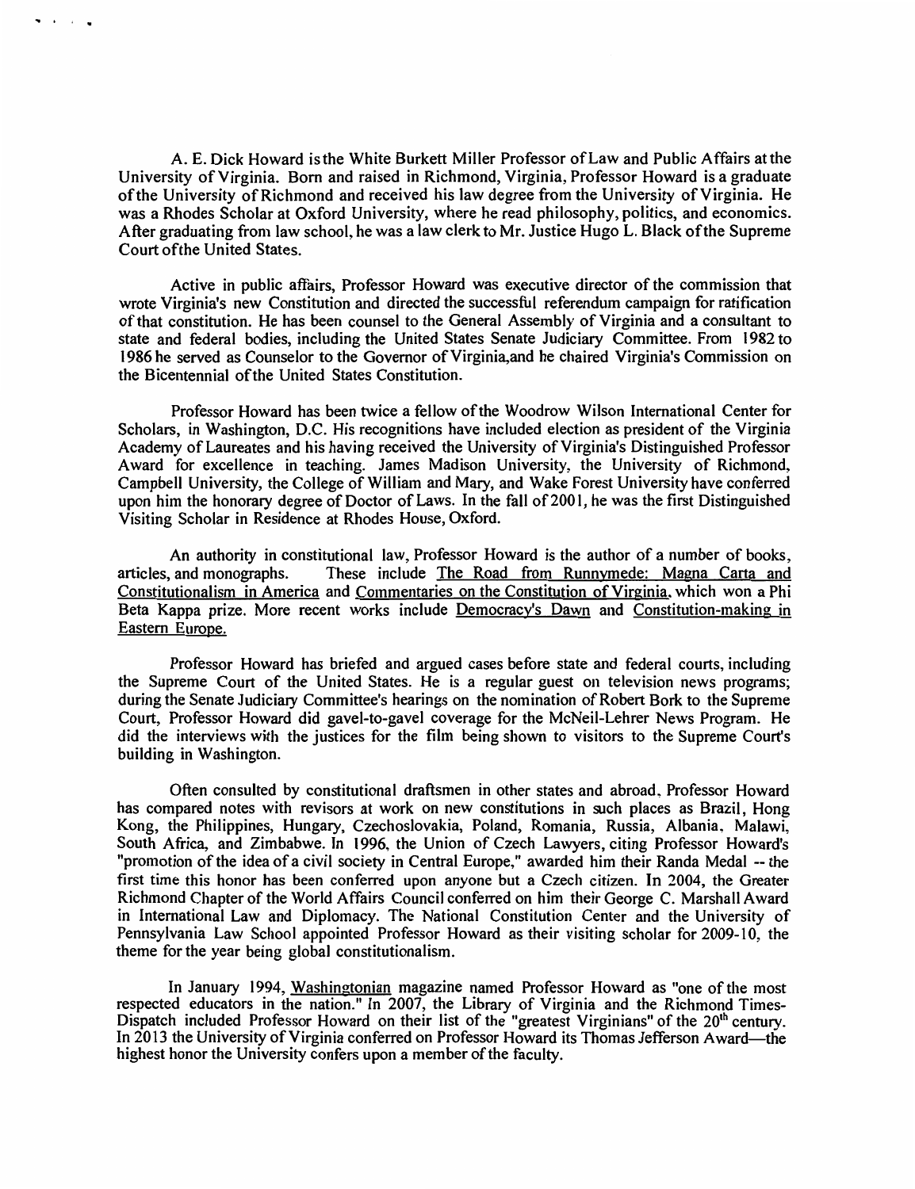A. E. Dick Howard is the White Burkett Miller Professor of Law and Public Affairs at the University of Virginia. Born and raised in Richmond, Virginia, Professor Howard is a graduate of the University of Richmond and received his law degree from the University of Virginia. He was a Rhodes Scholar at Oxford University, where he read philosophy, politics, and economics. After graduating from law school, he was a law clerk to Mr. Justice Hugo L. Black of the Supreme Court of the United States.

Active in public affairs, Professor Howard was executive director of the commission that wrote Virginia's new Constitution and directed the successful referendum campaign for ratification of that constitution. He has been counsel to the General Assembly of Virginia and a consultant to state and federal bodies, including the United States Senate Judiciary Committee. From 1982 to 1986 he served as Counselor to the Governor of Virginia,and he chaired Virginia's Commission on the Bicentennial of the United States Constitution.

Professor Howard has been twice a fellow of the Woodrow Wilson International Center for Scholars, in Washington, D.C. His recognitions have included election as president of the Virginia Academy of Laureates and his having received the University of Virginia's Distinguished Professor Award for excellence in teaching. James Madison University, the University of Richmond, Campbell University, the College of William and Mary, and Wake Forest University have conferred upon him the honorary degree of Doctor of Laws. In the fall of 2001, he was the first Distinguished Visiting Scholar in Residence at Rhodes House, Oxford.

An authority in constitutional law, Professor Howard is the author of a number of books, articles, and monographs. These include The Road from Runnymede: Magna Carta and Constitutionalism in America and Commentaries on the Constitution of Virginia, which won a Phi Beta Kappa prize. More recent works include Democracy's Dawn and Constitution-making in Eastern Europe.

Professor Howard has briefed and argued cases before state and federal courts, including the Supreme Court of the United States. He is a regular guest on television news programs; during the Senate Judiciary Committee's hearings on the nomination of Robert Bork to the Supreme Court, Professor Howard did gavel-to-gavel coverage for the McNeil-Lehrer News Program. He did the interviews with the justices for the film being shown to visitors to the Supreme Court's building in Washington.

Often consulted by constitutional draftsmen in other states and abroad, Professor Howard has compared notes with revisors at work on new constitutions in such places as Brazil, Hong Kong, the Philippines, Hungary, Czechoslovakia, Poland, Romania, Russia, Albania, Malawi, South Africa, and Zimbabwe. In 1996, the Union of Czech Lawyers, citing Professor Howard's "promotion of the idea of a civil society in Central Europe," awarded him their Randa Medal -- the first time this honor has been conferred upon anyone but a Czech citizen. In 2004, the Greater Richmond Chapter of the World Affairs Council conferred on him their George C. Marshall Award in International Law and Diplomacy. The National Constitution Center and the University of Pennsylvania Law School appointed Professor Howard as their visiting scholar for 2009-10, the theme for the year being global constitutionalism.

In January 1994, Washingtonian magazine named Professor Howard as "one of the most respected educators in the nation." In 2007, the Library of Virginia and the Richmond Times-Dispatch included Professor Howard on their list of the "greatest Virginians" of the 20th century. In 2013 the University of Virginia conferred on Professor Howard its Thomas Jefferson Award—the highest honor the University confers upon a member of the faculty.